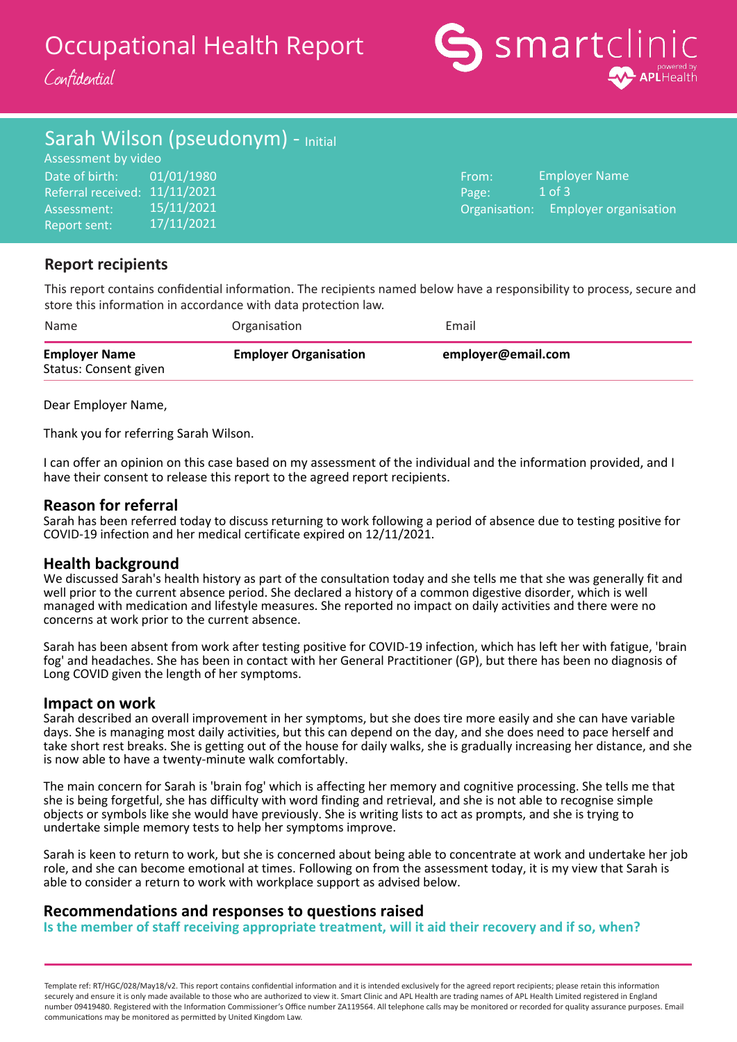# Occupational Health Report

*Confidential*

smartclinic powered by APLHealth

## Sarah Wilson (pseudonym) - Initial

Assessment by video

| | |
|---|---|
| Date of birth: | 01/01/1980 |
| Referral received: | 11/11/2021 |
| Assessment: | 15/11/2021 |
| Report sent: | 17/11/2021 |

| | |
|---|---|
| From: | Employer Name |
| Organisation: | Employer organisation |

## Report recipients

This report contains confidential information. The recipients named below have a responsibility to process, secure and store this information in accordance with data protection law.

| Name | Organisation | Email |
|---|---|---|
| **Employer Name** Status: Consent given | **Employer Organisation** | **employer@email.com** |

Dear Employer Name,

Thank you for referring Sarah Wilson.

I can offer an opinion on this case based on my assessment of the individual and the information provided, and I have their consent to release this report to the agreed report recipients.

## Reason for referral

Sarah has been referred today to discuss returning to work following a period of absence due to testing positive for COVID-19 infection and her medical certificate expired on 12/11/2021.

## Health background

We discussed Sarah's health history as part of the consultation today and she tells me that she was generally fit and well prior to the current absence period. She declared a history of a common digestive disorder, which is well managed with medication and lifestyle measures. She reported no impact on daily activities and there were no concerns at work prior to the current absence.

Sarah has been absent from work after testing positive for COVID-19 infection, which has left her with fatigue, 'brain fog' and headaches. She has been in contact with her General Practitioner (GP), but there has been no diagnosis of Long COVID given the length of her symptoms.

## Impact on work

Sarah described an overall improvement in her symptoms, but she does tire more easily and she can have variable days. She is managing most daily activities, but this can depend on the day, and she does need to pace herself and take short rest breaks. She is getting out of the house for daily walks, she is gradually increasing her distance, and she is now able to have a twenty-minute walk comfortably.

The main concern for Sarah is 'brain fog' which is affecting her memory and cognitive processing. She tells me that she is being forgetful, she has difficulty with word finding and retrieval, and she is not able to recognise simple objects or symbols like she would have previously. She is writing lists to act as prompts, and she is trying to undertake simple memory tests to help her symptoms improve.

Sarah is keen to return to work, but she is concerned about being able to concentrate at work and undertake her job role, and she can become emotional at times. Following on from the assessment today, it is my view that Sarah is able to consider a return to work with workplace support as advised below.

## Recommendations and responses to questions raised

### Is the member of staff receiving appropriate treatment, will it aid their recovery and if so, when?

Template ref: RT/HGC/028/May18/v2. This report contains confidential information and it is intended exclusively for the agreed report recipients; please retain this information securely and ensure it is only made available to those who are authorized to view it. Smart Clinic and APL Health are trading names of APL Health Limited registered in England number 09419480. Registered with the Information Commissioner's Office number ZA119564. All telephone calls may be monitored or recorded for quality assurance purposes. Email communications may be monitored as permitted by United Kingdom Law.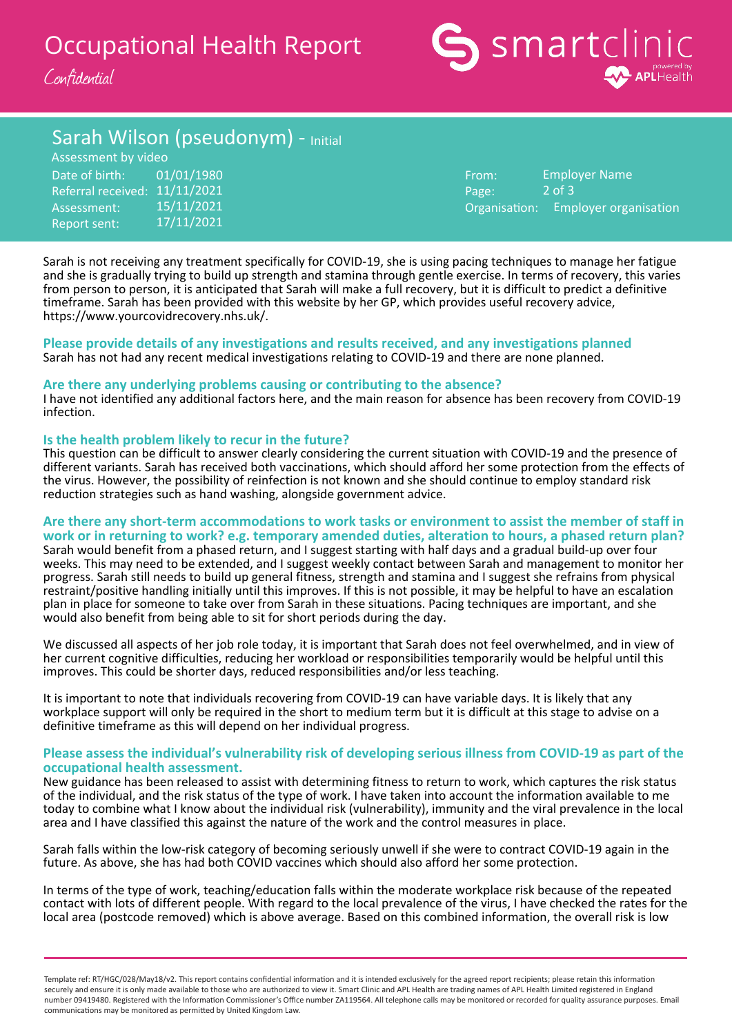# Occupational Health Report

*Confidential*

## Sarah Wilson (pseudonym) - Initial

Assessment by video

| | |
|---|---|
| Date of birth: | 01/01/1980 |
| Referral received: | 11/11/2021 |
| Assessment: | 15/11/2021 |
| Report sent: | 17/11/2021 |

| | |
|---|---|
| From: | Employer Name |
| Organisation: | Employer organisation |

Sarah is not receiving any treatment specifically for COVID-19, she is using pacing techniques to manage her fatigue and she is gradually trying to build up strength and stamina through gentle exercise. In terms of recovery, this varies from person to person, it is anticipated that Sarah will make a full recovery, but it is difficult to predict a definitive timeframe. Sarah has been provided with this website by her GP, which provides useful recovery advice, https://www.yourcovidrecovery.nhs.uk/.

### Please provide details of any investigations and results received, and any investigations planned

Sarah has not had any recent medical investigations relating to COVID-19 and there are none planned.

### Are there any underlying problems causing or contributing to the absence?

I have not identified any additional factors here, and the main reason for absence has been recovery from COVID-19 infection.

### Is the health problem likely to recur in the future?

This question can be difficult to answer clearly considering the current situation with COVID-19 and the presence of different variants. Sarah has received both vaccinations, which should afford her some protection from the effects of the virus. However, the possibility of reinfection is not known and she should continue to employ standard risk reduction strategies such as hand washing, alongside government advice.

### Are there any short-term accommodations to work tasks or environment to assist the member of staff in work or in returning to work? e.g. temporary amended duties, alteration to hours, a phased return plan?

Sarah would benefit from a phased return, and I suggest starting with half days and a gradual build-up over four weeks. This may need to be extended, and I suggest weekly contact between Sarah and management to monitor her progress. Sarah still needs to build up general fitness, strength and stamina and I suggest she refrains from physical restraint/positive handling initially until this improves. If this is not possible, it may be helpful to have an escalation plan in place for someone to take over from Sarah in these situations. Pacing techniques are important, and she would also benefit from being able to sit for short periods during the day.

We discussed all aspects of her job role today, it is important that Sarah does not feel overwhelmed, and in view of her current cognitive difficulties, reducing her workload or responsibilities temporarily would be helpful until this improves. This could be shorter days, reduced responsibilities and/or less teaching.

It is important to note that individuals recovering from COVID-19 can have variable days. It is likely that any workplace support will only be required in the short to medium term but it is difficult at this stage to advise on a definitive timeframe as this will depend on her individual progress.

### Please assess the individual's vulnerability risk of developing serious illness from COVID-19 as part of the occupational health assessment.

New guidance has been released to assist with determining fitness to return to work, which captures the risk status of the individual, and the risk status of the type of work. I have taken into account the information available to me today to combine what I know about the individual risk (vulnerability), immunity and the viral prevalence in the local area and I have classified this against the nature of the work and the control measures in place.

Sarah falls within the low-risk category of becoming seriously unwell if she were to contract COVID-19 again in the future. As above, she has had both COVID vaccines which should also afford her some protection.

In terms of the type of work, teaching/education falls within the moderate workplace risk because of the repeated contact with lots of different people. With regard to the local prevalence of the virus, I have checked the rates for the local area (postcode removed) which is above average. Based on this combined information, the overall risk is low

Template ref: RT/HGC/028/May18/v2. This report contains confidential information and it is intended exclusively for the agreed report recipients; please retain this information securely and ensure it is only made available to those who are authorized to view it. Smart Clinic and APL Health are trading names of APL Health Limited registered in England number 09419480. Registered with the Information Commissioner's Office number ZA119564. All telephone calls may be monitored or recorded for quality assurance purposes. Email communications may be monitored as permitted by United Kingdom Law.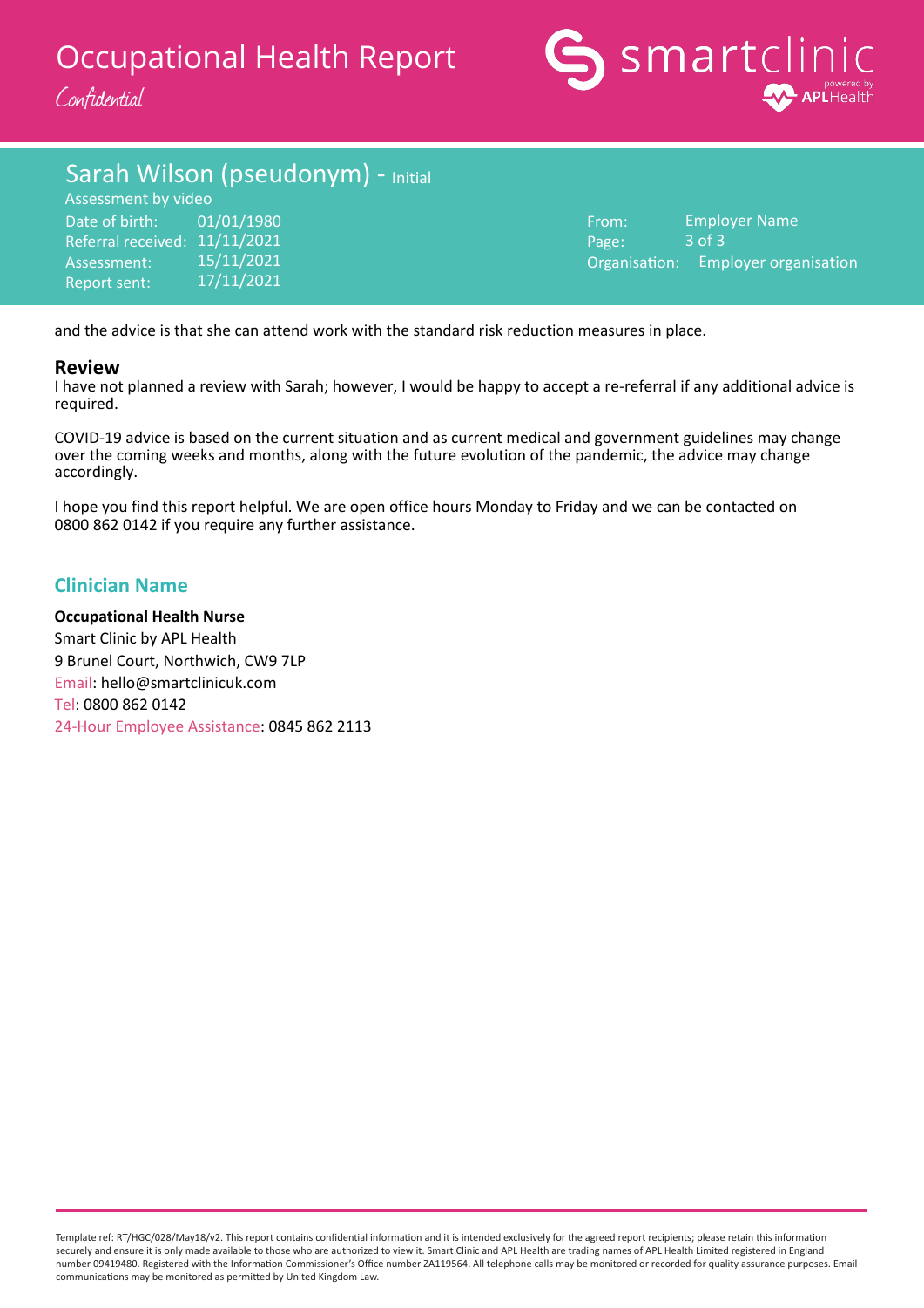and the advice is that she can attend work with the standard risk reduction measures in place.

## Review

I have not planned a review with Sarah; however, I would be happy to accept a re-referral if any additional advice is required.

COVID-19 advice is based on the current situation and as current medical and government guidelines may change over the coming weeks and months, along with the future evolution of the pandemic, the advice may change accordingly.

I hope you find this report helpful. We are open office hours Monday to Friday and we can be contacted on 0800 862 0142 if you require any further assistance.

### Clinician Name

**Occupational Health Nurse**
Smart Clinic by APL Health
9 Brunel Court, Northwich, CW9 7LP
Email: hello@smartclinicuk.com
Tel: 0800 862 0142
24-Hour Employee Assistance: 0845 862 2113

Template ref: RT/HGC/028/May18/v2. This report contains confidential information and it is intended exclusively for the agreed report recipients; please retain this information securely and ensure it is only made available to those who are authorized to view it. Smart Clinic and APL Health are trading names of APL Health Limited registered in England number 09419480. Registered with the Information Commissioner's Office number ZA119564. All telephone calls may be monitored or recorded for quality assurance purposes. Email communications may be monitored as permitted by United Kingdom Law.